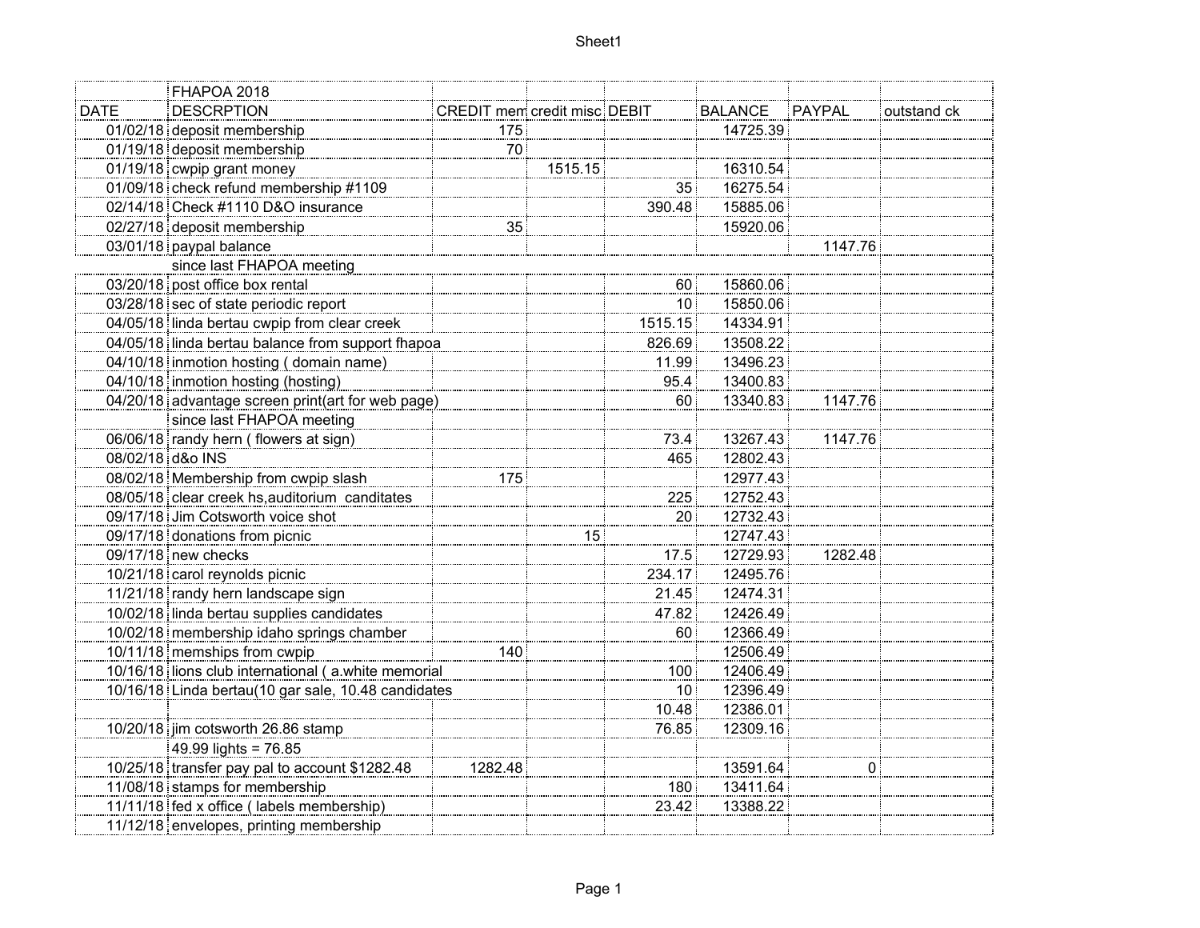| | FHAPOA 2018 | | | | | | |
|---|---|---|---|---|---|---|---|
| DATE | DESCRPTION | CREDIT mem | credit misc | DEBIT | BALANCE | PAYPAL | outstand ck |
| 01/02/18 | deposit membership | 175 | | | 14725.39 | | |
| 01/19/18 | deposit membership | 70 | | | | | |
| 01/19/18 | cwpip grant money | | 1515.15 | | 16310.54 | | |
| 01/09/18 | check refund membership #1109 | | | 35 | 16275.54 | | |
| 02/14/18 | Check #1110 D&O insurance | | | 390.48 | 15885.06 | | |
| 02/27/18 | deposit membership | 35 | | | 15920.06 | | |
| 03/01/18 | paypal balance | | | | | 1147.76 | |
| | since last FHAPOA meeting | | | | | | |
| 03/20/18 | post office box rental | | | 60 | 15860.06 | | |
| 03/28/18 | sec of state periodic report | | | 10 | 15850.06 | | |
| 04/05/18 | linda bertau cwpip from clear creek | | | 1515.15 | 14334.91 | | |
| 04/05/18 | linda bertau balance from support fhapoa | | | 826.69 | 13508.22 | | |
| 04/10/18 | inmotion hosting ( domain name) | | | 11.99 | 13496.23 | | |
| 04/10/18 | inmotion hosting (hosting) | | | 95.4 | 13400.83 | | |
| 04/20/18 | advantage screen print(art for web page) | | | 60 | 13340.83 | 1147.76 | |
| | since last FHAPOA meeting | | | | | | |
| 06/06/18 | randy hern ( flowers at sign) | | | 73.4 | 13267.43 | 1147.76 | |
| 08/02/18 | d&o INS | | | 465 | 12802.43 | | |
| 08/02/18 | Membership from cwpip slash | 175 | | | 12977.43 | | |
| 08/05/18 | clear creek hs,auditorium canditates | | | 225 | 12752.43 | | |
| 09/17/18 | Jim Cotsworth voice shot | | | 20 | 12732.43 | | |
| 09/17/18 | donations from picnic | | 15 | | 12747.43 | | |
| 09/17/18 | new checks | | | 17.5 | 12729.93 | 1282.48 | |
| 10/21/18 | carol reynolds picnic | | | 234.17 | 12495.76 | | |
| 11/21/18 | randy hern landscape sign | | | 21.45 | 12474.31 | | |
| 10/02/18 | linda bertau supplies candidates | | | 47.82 | 12426.49 | | |
| 10/02/18 | membership idaho springs chamber | | | 60 | 12366.49 | | |
| 10/11/18 | memships from cwpip | 140 | | | 12506.49 | | |
| 10/16/18 | lions club international ( a.white memorial | | | 100 | 12406.49 | | |
| 10/16/18 | Linda bertau(10 gar sale, 10.48 candidates | | | 10 | 12396.49 | | |
| | | | | 10.48 | 12386.01 | | |
| 10/20/18 | jim cotsworth 26.86 stamp | | | 76.85 | 12309.16 | | |
| | 49.99 lights = 76.85 | | | | | | |
| 10/25/18 | transfer pay pal to account $1282.48 | 1282.48 | | | 13591.64 | 0 | |
| 11/08/18 | stamps for membership | | | 180 | 13411.64 | | |
| 11/11/18 | fed x office ( labels membership) | | | 23.42 | 13388.22 | | |
| 11/12/18 | envelopes, printing membership | | | | | | |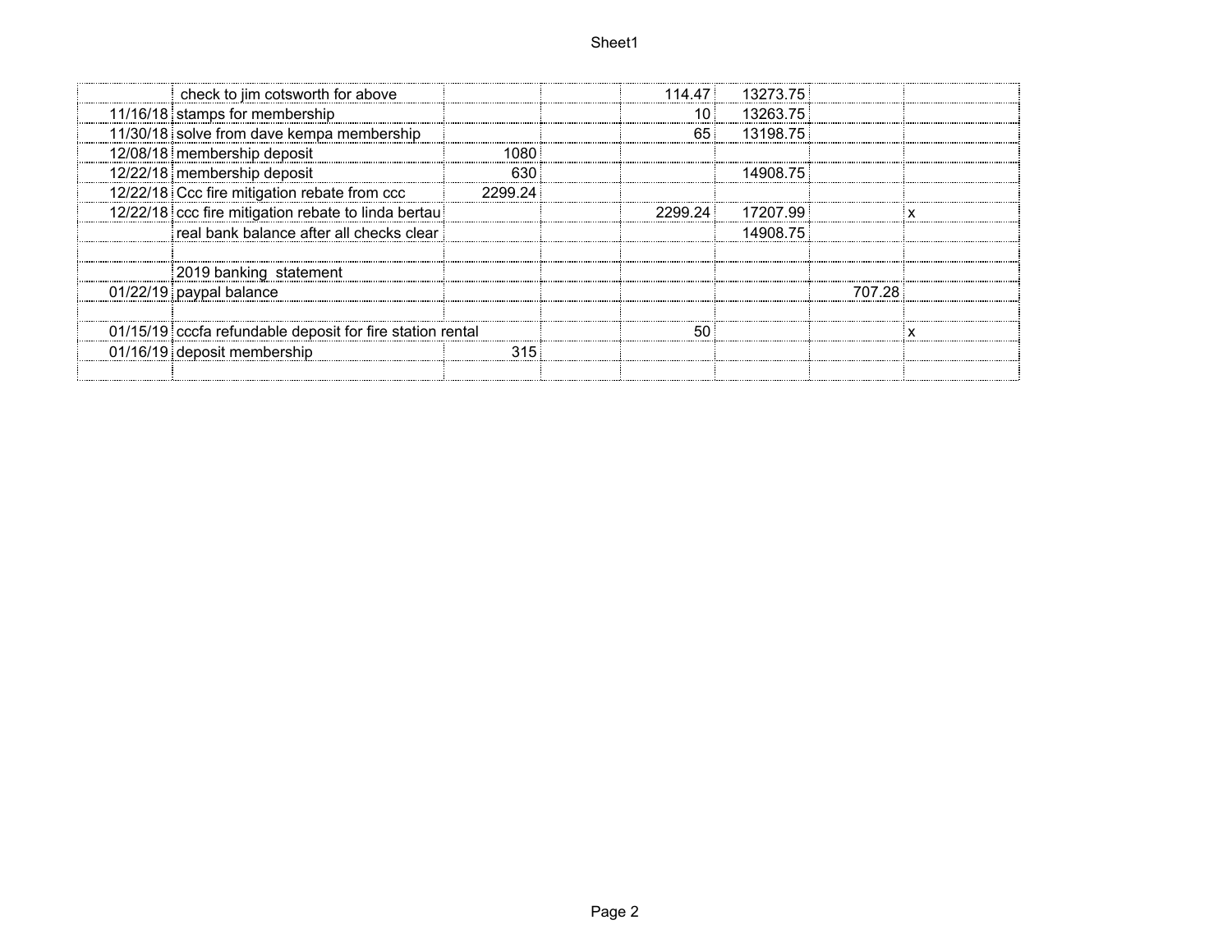| | | | | | | | |
|---|---|---|---|---|---|---|---|
| | check to jim cotsworth for above | | | 114.47 | 13273.75 | | |
| 11/16/18 | stamps for membership | | | 10 | 13263.75 | | |
| 11/30/18 | solve from dave kempa membership | | | 65 | 13198.75 | | |
| 12/08/18 | membership deposit | 1080 | | | | | |
| 12/22/18 | membership deposit | 630 | | | 14908.75 | | |
| 12/22/18 | Ccc fire mitigation rebate from ccc | 2299.24 | | | | | |
| 12/22/18 | ccc fire mitigation rebate to linda bertau | | | 2299.24 | 17207.99 | | x |
| | real bank balance after all checks clear | | | | 14908.75 | | |
| | | | | | | | |
| | 2019 banking statement | | | | | | |
| 01/22/19 | paypal balance | | | | | 707.28 | |
| | | | | | | | |
| 01/15/19 | cccfa refundable deposit for fire station rental | | | 50 | | | x |
| 01/16/19 | deposit membership | 315 | | | | | |
| | | | | | | | |